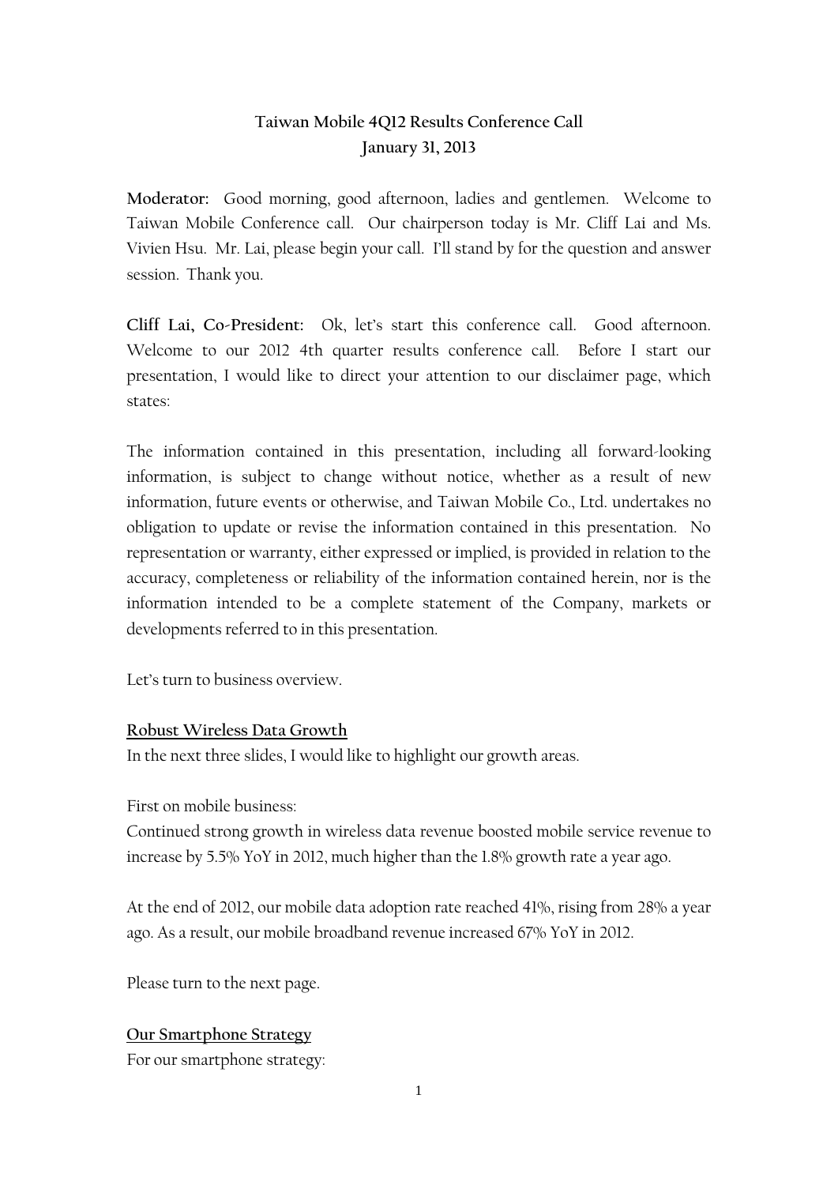# Taiwan Mobile 4Q12 Results Conference Call
## January 31, 2013

**Moderator:** Good morning, good afternoon, ladies and gentlemen. Welcome to Taiwan Mobile Conference call. Our chairperson today is Mr. Cliff Lai and Ms. Vivien Hsu. Mr. Lai, please begin your call. I'll stand by for the question and answer session. Thank you.

**Cliff Lai, Co-President:** Ok, let's start this conference call. Good afternoon. Welcome to our 2012 4th quarter results conference call. Before I start our presentation, I would like to direct your attention to our disclaimer page, which states:

The information contained in this presentation, including all forward-looking information, is subject to change without notice, whether as a result of new information, future events or otherwise, and Taiwan Mobile Co., Ltd. undertakes no obligation to update or revise the information contained in this presentation. No representation or warranty, either expressed or implied, is provided in relation to the accuracy, completeness or reliability of the information contained herein, nor is the information intended to be a complete statement of the Company, markets or developments referred to in this presentation.

Let's turn to business overview.

### Robust Wireless Data Growth

In the next three slides, I would like to highlight our growth areas.

First on mobile business:
Continued strong growth in wireless data revenue boosted mobile service revenue to increase by 5.5% YoY in 2012, much higher than the 1.8% growth rate a year ago.

At the end of 2012, our mobile data adoption rate reached 41%, rising from 28% a year ago. As a result, our mobile broadband revenue increased 67% YoY in 2012.

Please turn to the next page.

### Our Smartphone Strategy

For our smartphone strategy: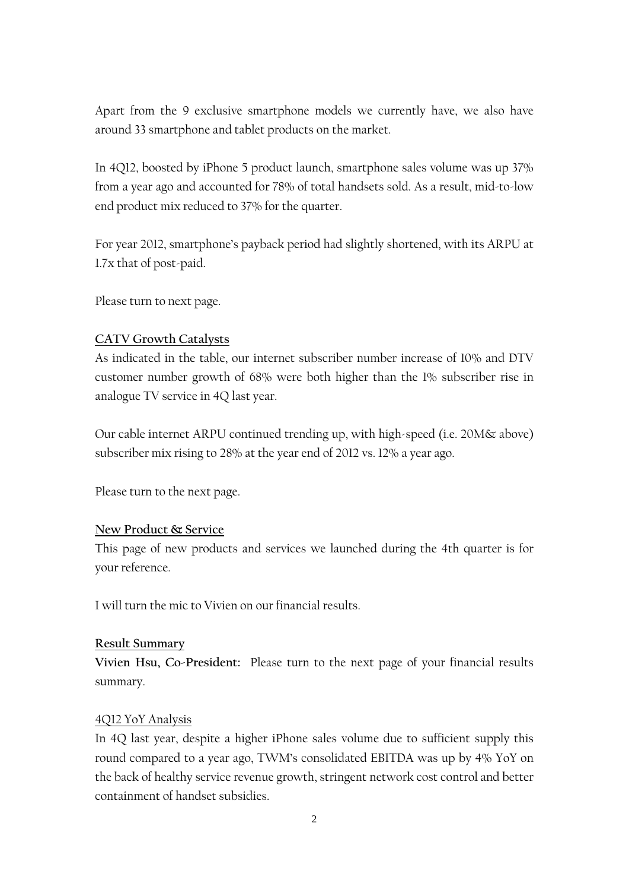Apart from the 9 exclusive smartphone models we currently have, we also have around 33 smartphone and tablet products on the market.

In 4Q12, boosted by iPhone 5 product launch, smartphone sales volume was up 37% from a year ago and accounted for 78% of total handsets sold. As a result, mid-to-low end product mix reduced to 37% for the quarter.

For year 2012, smartphone's payback period had slightly shortened, with its ARPU at 1.7x that of post-paid.

Please turn to next page.

**CATV Growth Catalysts**

As indicated in the table, our internet subscriber number increase of 10% and DTV customer number growth of 68% were both higher than the 1% subscriber rise in analogue TV service in 4Q last year.

Our cable internet ARPU continued trending up, with high-speed (i.e. 20M& above) subscriber mix rising to 28% at the year end of 2012 vs. 12% a year ago.

Please turn to the next page.

**New Product & Service**

This page of new products and services we launched during the 4th quarter is for your reference.

I will turn the mic to Vivien on our financial results.

**Result Summary**

**Vivien Hsu, Co-President:** Please turn to the next page of your financial results summary.

4Q12 YoY Analysis

In 4Q last year, despite a higher iPhone sales volume due to sufficient supply this round compared to a year ago, TWM's consolidated EBITDA was up by 4% YoY on the back of healthy service revenue growth, stringent network cost control and better containment of handset subsidies.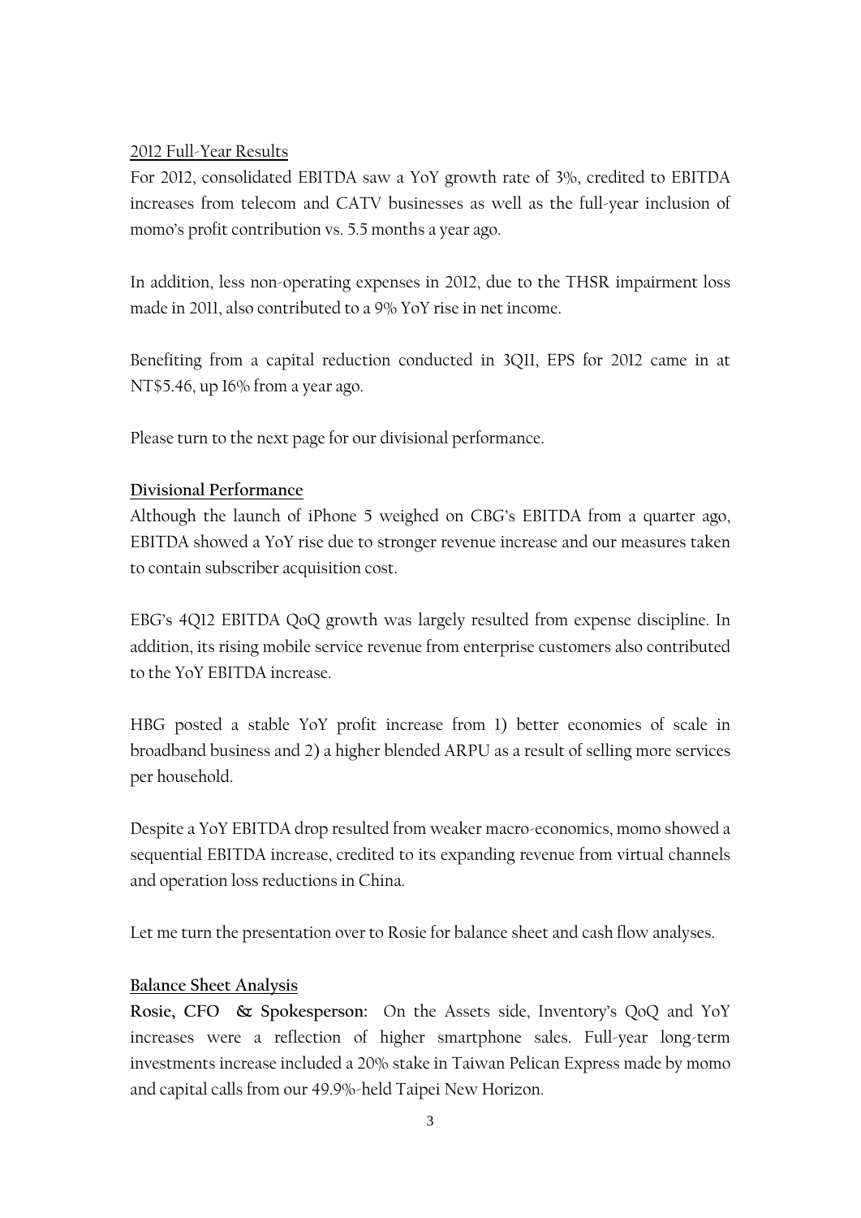2012 Full-Year Results

For 2012, consolidated EBITDA saw a YoY growth rate of 3%, credited to EBITDA increases from telecom and CATV businesses as well as the full-year inclusion of momo's profit contribution vs. 5.5 months a year ago.

In addition, less non-operating expenses in 2012, due to the THSR impairment loss made in 2011, also contributed to a 9% YoY rise in net income.

Benefiting from a capital reduction conducted in 3Q11, EPS for 2012 came in at NT$5.46, up 16% from a year ago.

Please turn to the next page for our divisional performance.

**Divisional Performance**

Although the launch of iPhone 5 weighed on CBG's EBITDA from a quarter ago, EBITDA showed a YoY rise due to stronger revenue increase and our measures taken to contain subscriber acquisition cost.

EBG's 4Q12 EBITDA QoQ growth was largely resulted from expense discipline. In addition, its rising mobile service revenue from enterprise customers also contributed to the YoY EBITDA increase.

HBG posted a stable YoY profit increase from 1) better economies of scale in broadband business and 2) a higher blended ARPU as a result of selling more services per household.

Despite a YoY EBITDA drop resulted from weaker macro-economics, momo showed a sequential EBITDA increase, credited to its expanding revenue from virtual channels and operation loss reductions in China.

Let me turn the presentation over to Rosie for balance sheet and cash flow analyses.

**Balance Sheet Analysis**

**Rosie, CFO & Spokesperson:** On the Assets side, Inventory's QoQ and YoY increases were a reflection of higher smartphone sales. Full-year long-term investments increase included a 20% stake in Taiwan Pelican Express made by momo and capital calls from our 49.9%-held Taipei New Horizon.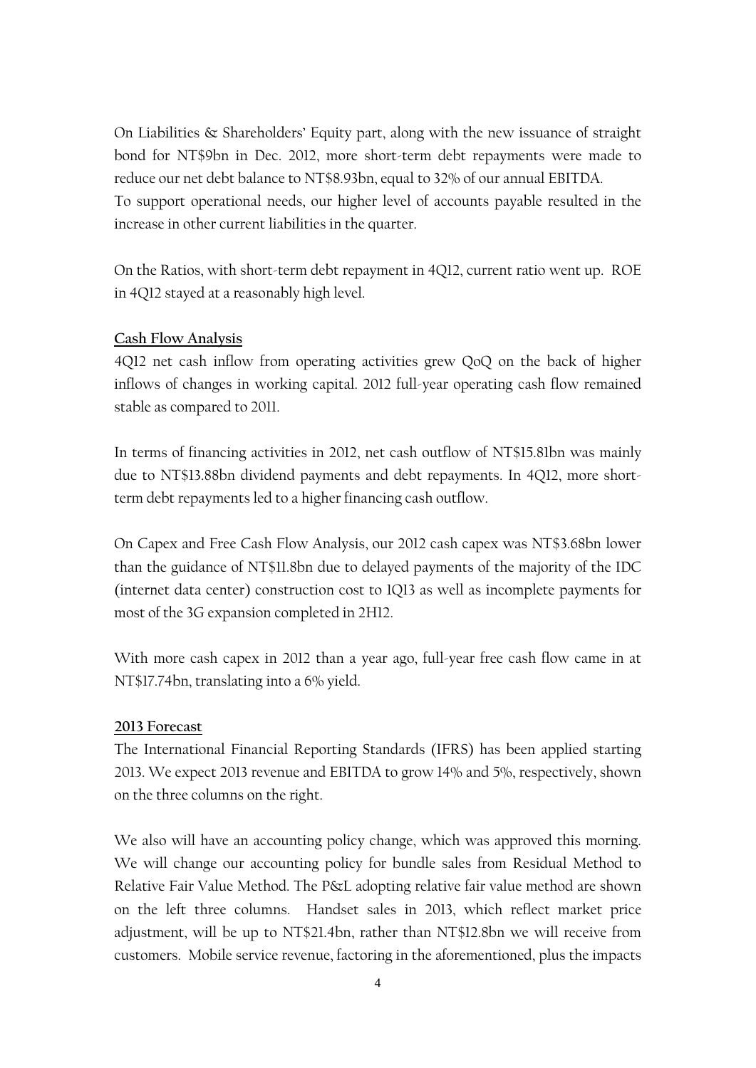On Liabilities & Shareholders' Equity part, along with the new issuance of straight bond for NT$9bn in Dec. 2012, more short-term debt repayments were made to reduce our net debt balance to NT$8.93bn, equal to 32% of our annual EBITDA.
To support operational needs, our higher level of accounts payable resulted in the increase in other current liabilities in the quarter.

On the Ratios, with short-term debt repayment in 4Q12, current ratio went up. ROE in 4Q12 stayed at a reasonably high level.

**Cash Flow Analysis**

4Q12 net cash inflow from operating activities grew QoQ on the back of higher inflows of changes in working capital. 2012 full-year operating cash flow remained stable as compared to 2011.

In terms of financing activities in 2012, net cash outflow of NT$15.81bn was mainly due to NT$13.88bn dividend payments and debt repayments. In 4Q12, more short-term debt repayments led to a higher financing cash outflow.

On Capex and Free Cash Flow Analysis, our 2012 cash capex was NT$3.68bn lower than the guidance of NT$11.8bn due to delayed payments of the majority of the IDC (internet data center) construction cost to 1Q13 as well as incomplete payments for most of the 3G expansion completed in 2H12.

With more cash capex in 2012 than a year ago, full-year free cash flow came in at NT$17.74bn, translating into a 6% yield.

**2013 Forecast**

The International Financial Reporting Standards (IFRS) has been applied starting 2013. We expect 2013 revenue and EBITDA to grow 14% and 5%, respectively, shown on the three columns on the right.

We also will have an accounting policy change, which was approved this morning. We will change our accounting policy for bundle sales from Residual Method to Relative Fair Value Method. The P&L adopting relative fair value method are shown on the left three columns. Handset sales in 2013, which reflect market price adjustment, will be up to NT$21.4bn, rather than NT$12.8bn we will receive from customers. Mobile service revenue, factoring in the aforementioned, plus the impacts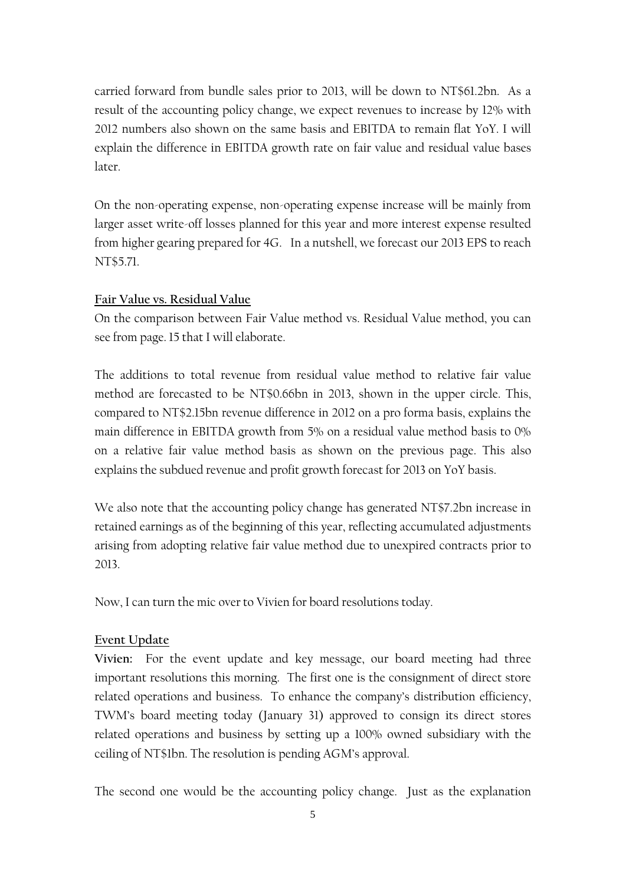carried forward from bundle sales prior to 2013, will be down to NT$61.2bn. As a result of the accounting policy change, we expect revenues to increase by 12% with 2012 numbers also shown on the same basis and EBITDA to remain flat YoY. I will explain the difference in EBITDA growth rate on fair value and residual value bases later.

On the non-operating expense, non-operating expense increase will be mainly from larger asset write-off losses planned for this year and more interest expense resulted from higher gearing prepared for 4G. In a nutshell, we forecast our 2013 EPS to reach NT$5.71.

## Fair Value vs. Residual Value

On the comparison between Fair Value method vs. Residual Value method, you can see from page. 15 that I will elaborate.

The additions to total revenue from residual value method to relative fair value method are forecasted to be NT$0.66bn in 2013, shown in the upper circle. This, compared to NT$2.15bn revenue difference in 2012 on a pro forma basis, explains the main difference in EBITDA growth from 5% on a residual value method basis to 0% on a relative fair value method basis as shown on the previous page. This also explains the subdued revenue and profit growth forecast for 2013 on YoY basis.

We also note that the accounting policy change has generated NT$7.2bn increase in retained earnings as of the beginning of this year, reflecting accumulated adjustments arising from adopting relative fair value method due to unexpired contracts prior to 2013.

Now, I can turn the mic over to Vivien for board resolutions today.

## Event Update

**Vivien:** For the event update and key message, our board meeting had three important resolutions this morning. The first one is the consignment of direct store related operations and business. To enhance the company's distribution efficiency, TWM's board meeting today (January 31) approved to consign its direct stores related operations and business by setting up a 100% owned subsidiary with the ceiling of NT$1bn. The resolution is pending AGM's approval.

The second one would be the accounting policy change. Just as the explanation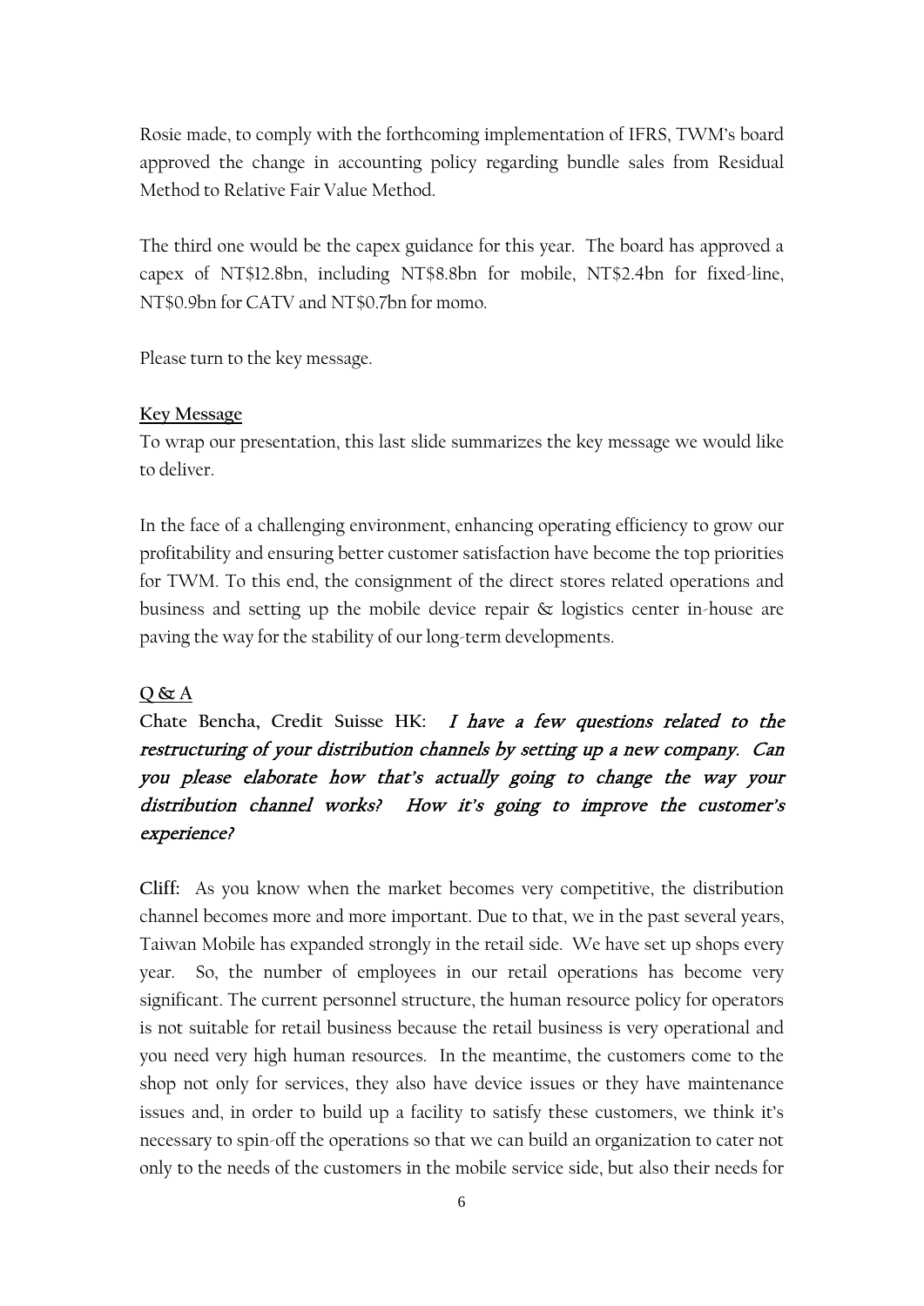Rosie made, to comply with the forthcoming implementation of IFRS, TWM's board approved the change in accounting policy regarding bundle sales from Residual Method to Relative Fair Value Method.

The third one would be the capex guidance for this year. The board has approved a capex of NT$12.8bn, including NT$8.8bn for mobile, NT$2.4bn for fixed-line, NT$0.9bn for CATV and NT$0.7bn for momo.

Please turn to the key message.

**Key Message**

To wrap our presentation, this last slide summarizes the key message we would like to deliver.

In the face of a challenging environment, enhancing operating efficiency to grow our profitability and ensuring better customer satisfaction have become the top priorities for TWM. To this end, the consignment of the direct stores related operations and business and setting up the mobile device repair & logistics center in-house are paving the way for the stability of our long-term developments.

**Q & A**

**Chate Bencha, Credit Suisse HK:** *I have a few questions related to the restructuring of your distribution channels by setting up a new company. Can you please elaborate how that's actually going to change the way your distribution channel works? How it's going to improve the customer's experience?*

**Cliff:** As you know when the market becomes very competitive, the distribution channel becomes more and more important. Due to that, we in the past several years, Taiwan Mobile has expanded strongly in the retail side. We have set up shops every year. So, the number of employees in our retail operations has become very significant. The current personnel structure, the human resource policy for operators is not suitable for retail business because the retail business is very operational and you need very high human resources. In the meantime, the customers come to the shop not only for services, they also have device issues or they have maintenance issues and, in order to build up a facility to satisfy these customers, we think it's necessary to spin-off the operations so that we can build an organization to cater not only to the needs of the customers in the mobile service side, but also their needs for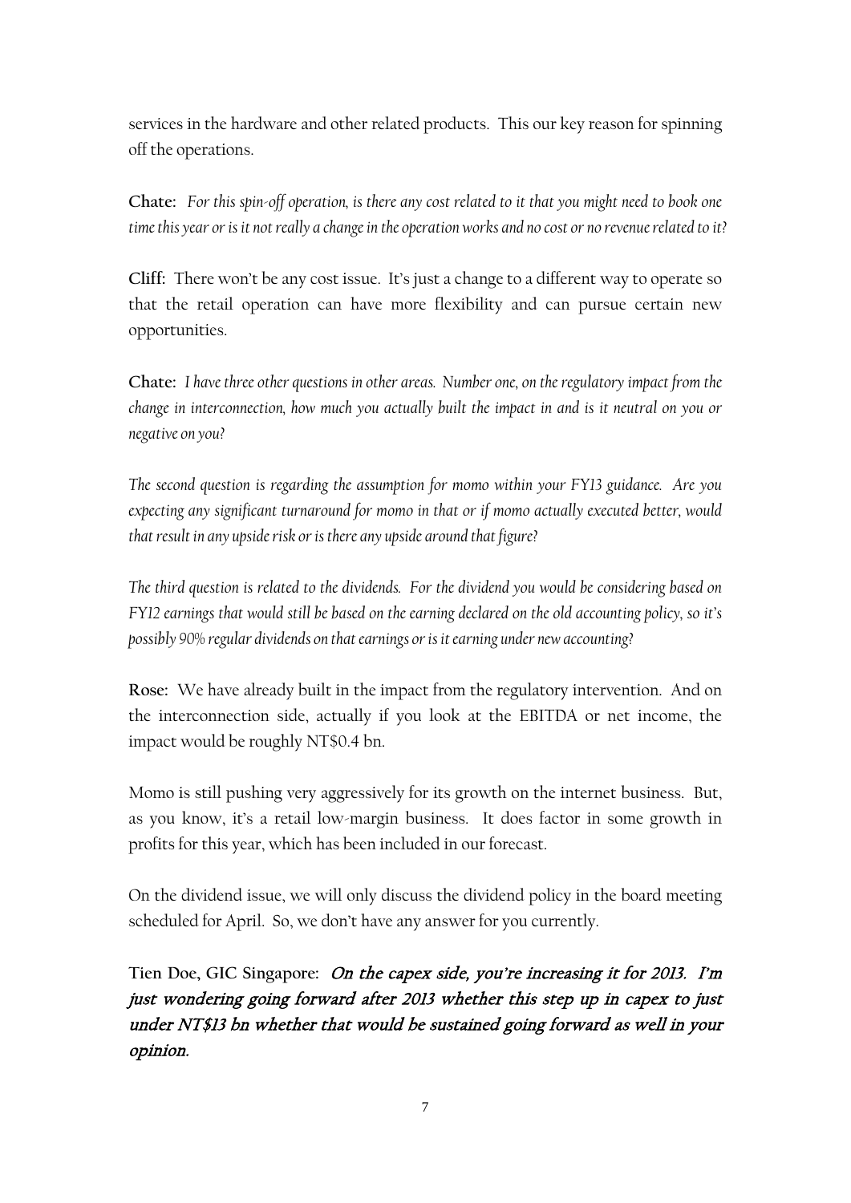services in the hardware and other related products. This our key reason for spinning off the operations.

**Chate:** *For this spin-off operation, is there any cost related to it that you might need to book one time this year or is it not really a change in the operation works and no cost or no revenue related to it?*

**Cliff:** There won't be any cost issue. It's just a change to a different way to operate so that the retail operation can have more flexibility and can pursue certain new opportunities.

**Chate:** *I have three other questions in other areas. Number one, on the regulatory impact from the change in interconnection, how much you actually built the impact in and is it neutral on you or negative on you?*

*The second question is regarding the assumption for momo within your FY13 guidance. Are you expecting any significant turnaround for momo in that or if momo actually executed better, would that result in any upside risk or is there any upside around that figure?*

*The third question is related to the dividends. For the dividend you would be considering based on FY12 earnings that would still be based on the earning declared on the old accounting policy, so it's possibly 90% regular dividends on that earnings or is it earning under new accounting?*

**Rose:** We have already built in the impact from the regulatory intervention. And on the interconnection side, actually if you look at the EBITDA or net income, the impact would be roughly NT$0.4 bn.

Momo is still pushing very aggressively for its growth on the internet business. But, as you know, it's a retail low-margin business. It does factor in some growth in profits for this year, which has been included in our forecast.

On the dividend issue, we will only discuss the dividend policy in the board meeting scheduled for April. So, we don't have any answer for you currently.

**Tien Doe, GIC Singapore:** ***On the capex side, you're increasing it for 2013. I'm just wondering going forward after 2013 whether this step up in capex to just under NT$13 bn whether that would be sustained going forward as well in your opinion.***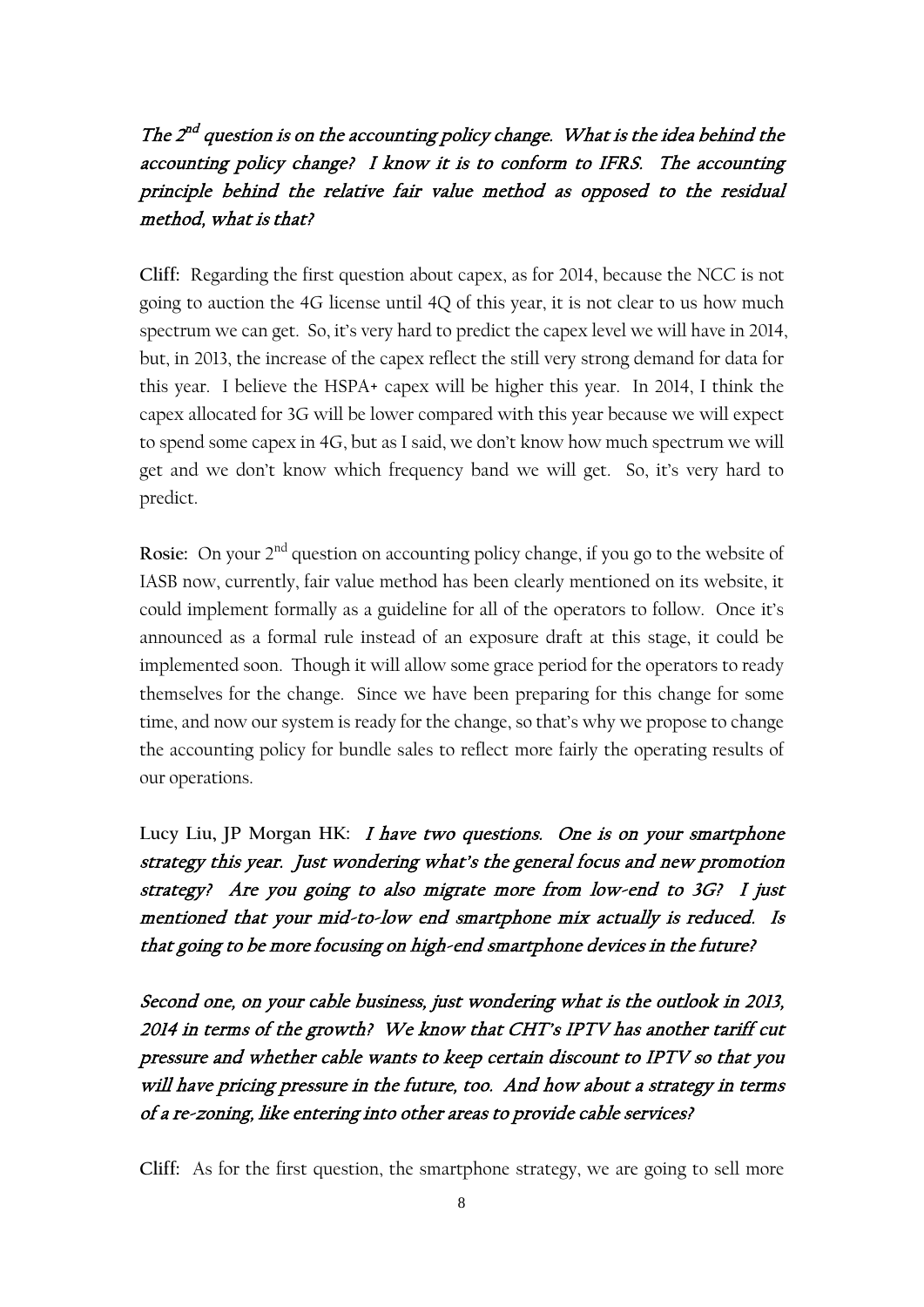*The 2nd question is on the accounting policy change. What is the idea behind the accounting policy change? I know it is to conform to IFRS. The accounting principle behind the relative fair value method as opposed to the residual method, what is that?*

**Cliff:** Regarding the first question about capex, as for 2014, because the NCC is not going to auction the 4G license until 4Q of this year, it is not clear to us how much spectrum we can get. So, it's very hard to predict the capex level we will have in 2014, but, in 2013, the increase of the capex reflect the still very strong demand for data for this year. I believe the HSPA+ capex will be higher this year. In 2014, I think the capex allocated for 3G will be lower compared with this year because we will expect to spend some capex in 4G, but as I said, we don't know how much spectrum we will get and we don't know which frequency band we will get. So, it's very hard to predict.

**Rosie:** On your 2nd question on accounting policy change, if you go to the website of IASB now, currently, fair value method has been clearly mentioned on its website, it could implement formally as a guideline for all of the operators to follow. Once it's announced as a formal rule instead of an exposure draft at this stage, it could be implemented soon. Though it will allow some grace period for the operators to ready themselves for the change. Since we have been preparing for this change for some time, and now our system is ready for the change, so that's why we propose to change the accounting policy for bundle sales to reflect more fairly the operating results of our operations.

**Lucy Liu, JP Morgan HK:** *I have two questions. One is on your smartphone strategy this year. Just wondering what's the general focus and new promotion strategy? Are you going to also migrate more from low-end to 3G? I just mentioned that your mid-to-low end smartphone mix actually is reduced. Is that going to be more focusing on high-end smartphone devices in the future?*

*Second one, on your cable business, just wondering what is the outlook in 2013, 2014 in terms of the growth? We know that CHT's IPTV has another tariff cut pressure and whether cable wants to keep certain discount to IPTV so that you will have pricing pressure in the future, too. And how about a strategy in terms of a re-zoning, like entering into other areas to provide cable services?*

**Cliff:** As for the first question, the smartphone strategy, we are going to sell more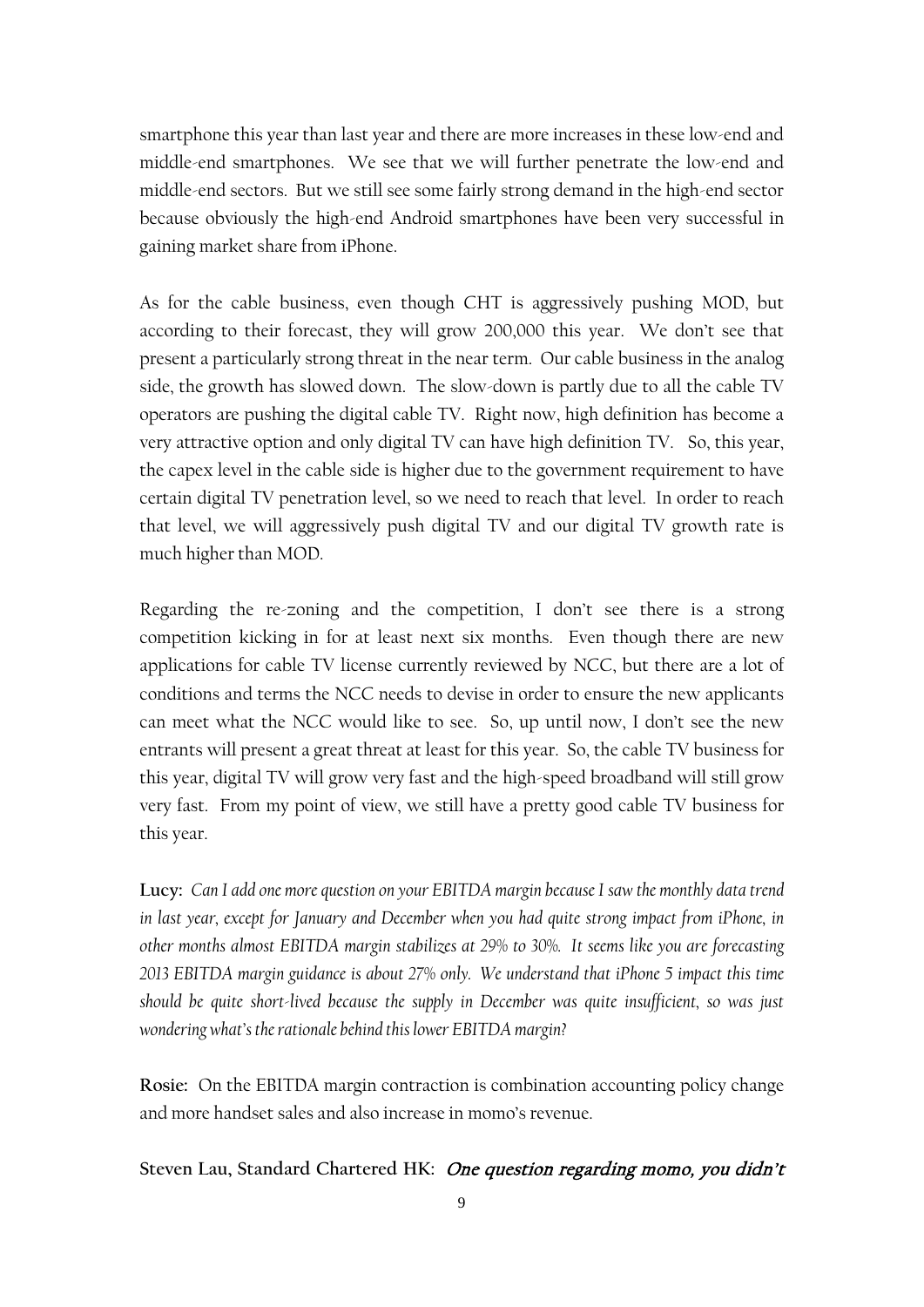smartphone this year than last year and there are more increases in these low-end and middle-end smartphones. We see that we will further penetrate the low-end and middle-end sectors. But we still see some fairly strong demand in the high-end sector because obviously the high-end Android smartphones have been very successful in gaining market share from iPhone.

As for the cable business, even though CHT is aggressively pushing MOD, but according to their forecast, they will grow 200,000 this year. We don't see that present a particularly strong threat in the near term. Our cable business in the analog side, the growth has slowed down. The slow-down is partly due to all the cable TV operators are pushing the digital cable TV. Right now, high definition has become a very attractive option and only digital TV can have high definition TV. So, this year, the capex level in the cable side is higher due to the government requirement to have certain digital TV penetration level, so we need to reach that level. In order to reach that level, we will aggressively push digital TV and our digital TV growth rate is much higher than MOD.

Regarding the re-zoning and the competition, I don't see there is a strong competition kicking in for at least next six months. Even though there are new applications for cable TV license currently reviewed by NCC, but there are a lot of conditions and terms the NCC needs to devise in order to ensure the new applicants can meet what the NCC would like to see. So, up until now, I don't see the new entrants will present a great threat at least for this year. So, the cable TV business for this year, digital TV will grow very fast and the high-speed broadband will still grow very fast. From my point of view, we still have a pretty good cable TV business for this year.

**Lucy:** *Can I add one more question on your EBITDA margin because I saw the monthly data trend in last year, except for January and December when you had quite strong impact from iPhone, in other months almost EBITDA margin stabilizes at 29% to 30%. It seems like you are forecasting 2013 EBITDA margin guidance is about 27% only. We understand that iPhone 5 impact this time should be quite short-lived because the supply in December was quite insufficient, so was just wondering what's the rationale behind this lower EBITDA margin?*

**Rosie:** On the EBITDA margin contraction is combination accounting policy change and more handset sales and also increase in momo's revenue.

**Steven Lau, Standard Chartered HK:** *One question regarding momo, you didn't*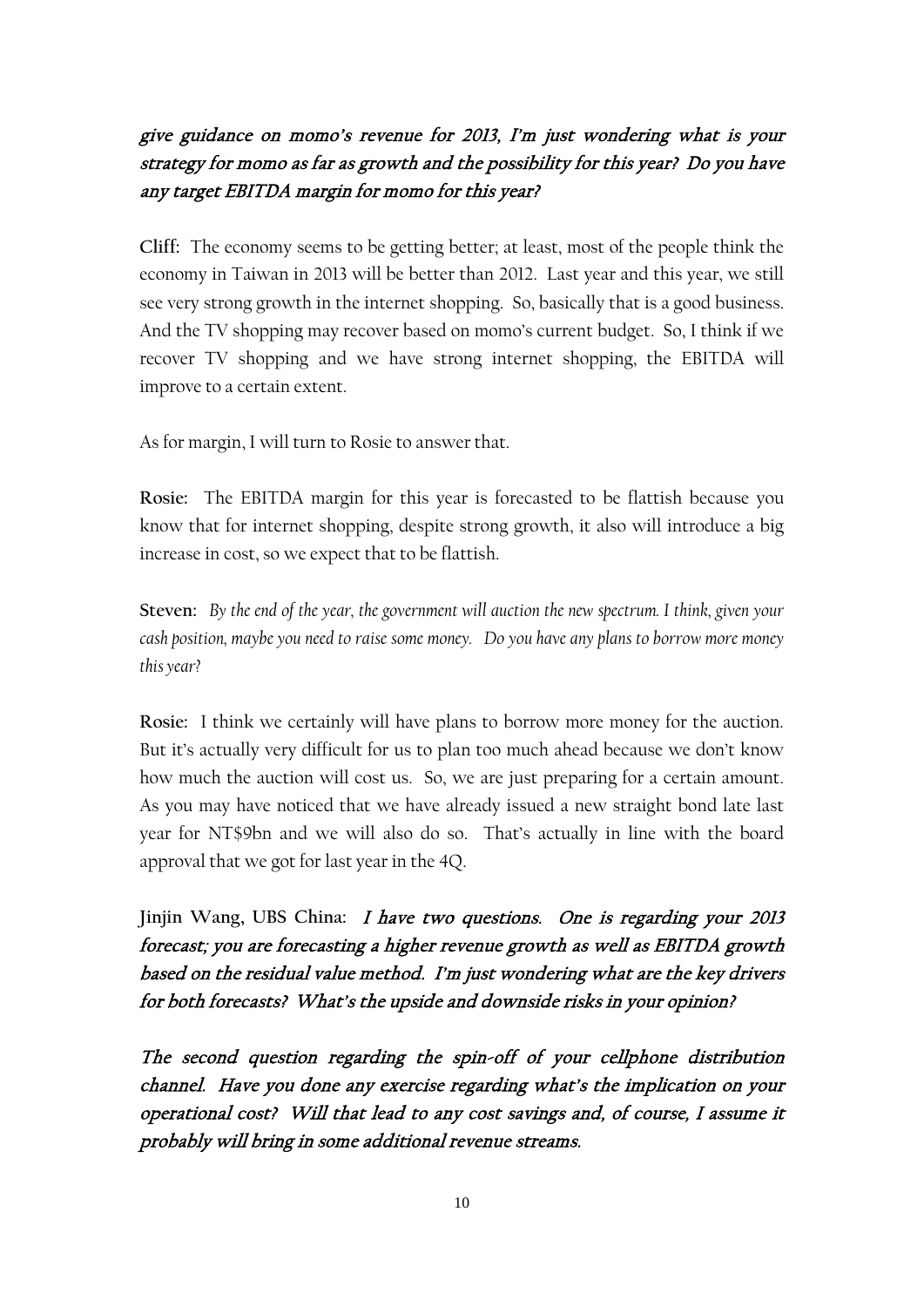*give guidance on momo's revenue for 2013, I'm just wondering what is your strategy for momo as far as growth and the possibility for this year? Do you have any target EBITDA margin for momo for this year?*

**Cliff:** The economy seems to be getting better; at least, most of the people think the economy in Taiwan in 2013 will be better than 2012. Last year and this year, we still see very strong growth in the internet shopping. So, basically that is a good business. And the TV shopping may recover based on momo's current budget. So, I think if we recover TV shopping and we have strong internet shopping, the EBITDA will improve to a certain extent.

As for margin, I will turn to Rosie to answer that.

**Rosie:** The EBITDA margin for this year is forecasted to be flattish because you know that for internet shopping, despite strong growth, it also will introduce a big increase in cost, so we expect that to be flattish.

**Steven:** *By the end of the year, the government will auction the new spectrum. I think, given your cash position, maybe you need to raise some money. Do you have any plans to borrow more money this year?*

**Rosie:** I think we certainly will have plans to borrow more money for the auction. But it's actually very difficult for us to plan too much ahead because we don't know how much the auction will cost us. So, we are just preparing for a certain amount. As you may have noticed that we have already issued a new straight bond late last year for NT$9bn and we will also do so. That's actually in line with the board approval that we got for last year in the 4Q.

**Jinjin Wang, UBS China:** *I have two questions. One is regarding your 2013 forecast; you are forecasting a higher revenue growth as well as EBITDA growth based on the residual value method. I'm just wondering what are the key drivers for both forecasts? What's the upside and downside risks in your opinion?*

*The second question regarding the spin-off of your cellphone distribution channel. Have you done any exercise regarding what's the implication on your operational cost? Will that lead to any cost savings and, of course, I assume it probably will bring in some additional revenue streams.*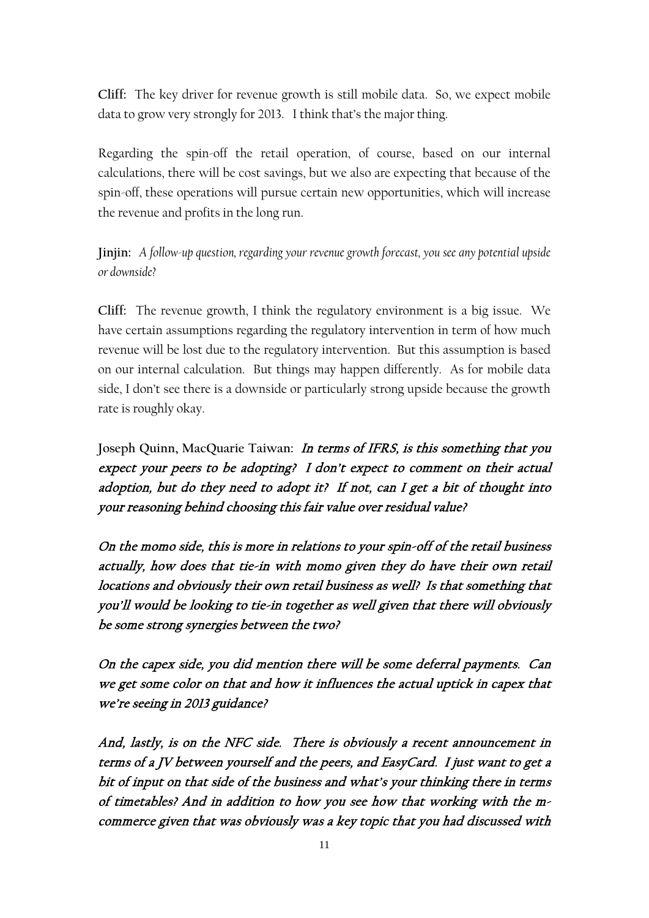**Cliff:** The key driver for revenue growth is still mobile data. So, we expect mobile data to grow very strongly for 2013. I think that's the major thing.

Regarding the spin-off the retail operation, of course, based on our internal calculations, there will be cost savings, but we also are expecting that because of the spin-off, these operations will pursue certain new opportunities, which will increase the revenue and profits in the long run.

**Jinjin:** *A follow-up question, regarding your revenue growth forecast, you see any potential upside or downside?*

**Cliff:** The revenue growth, I think the regulatory environment is a big issue. We have certain assumptions regarding the regulatory intervention in term of how much revenue will be lost due to the regulatory intervention. But this assumption is based on our internal calculation. But things may happen differently. As for mobile data side, I don't see there is a downside or particularly strong upside because the growth rate is roughly okay.

**Joseph Quinn, MacQuarie Taiwan:** *In terms of IFRS, is this something that you expect your peers to be adopting? I don't expect to comment on their actual adoption, but do they need to adopt it? If not, can I get a bit of thought into your reasoning behind choosing this fair value over residual value?*

*On the momo side, this is more in relations to your spin-off of the retail business actually, how does that tie-in with momo given they do have their own retail locations and obviously their own retail business as well? Is that something that you'll would be looking to tie-in together as well given that there will obviously be some strong synergies between the two?*

*On the capex side, you did mention there will be some deferral payments. Can we get some color on that and how it influences the actual uptick in capex that we're seeing in 2013 guidance?*

*And, lastly, is on the NFC side. There is obviously a recent announcement in terms of a JV between yourself and the peers, and EasyCard. I just want to get a bit of input on that side of the business and what's your thinking there in terms of timetables? And in addition to how you see how that working with the m-commerce given that was obviously was a key topic that you had discussed with*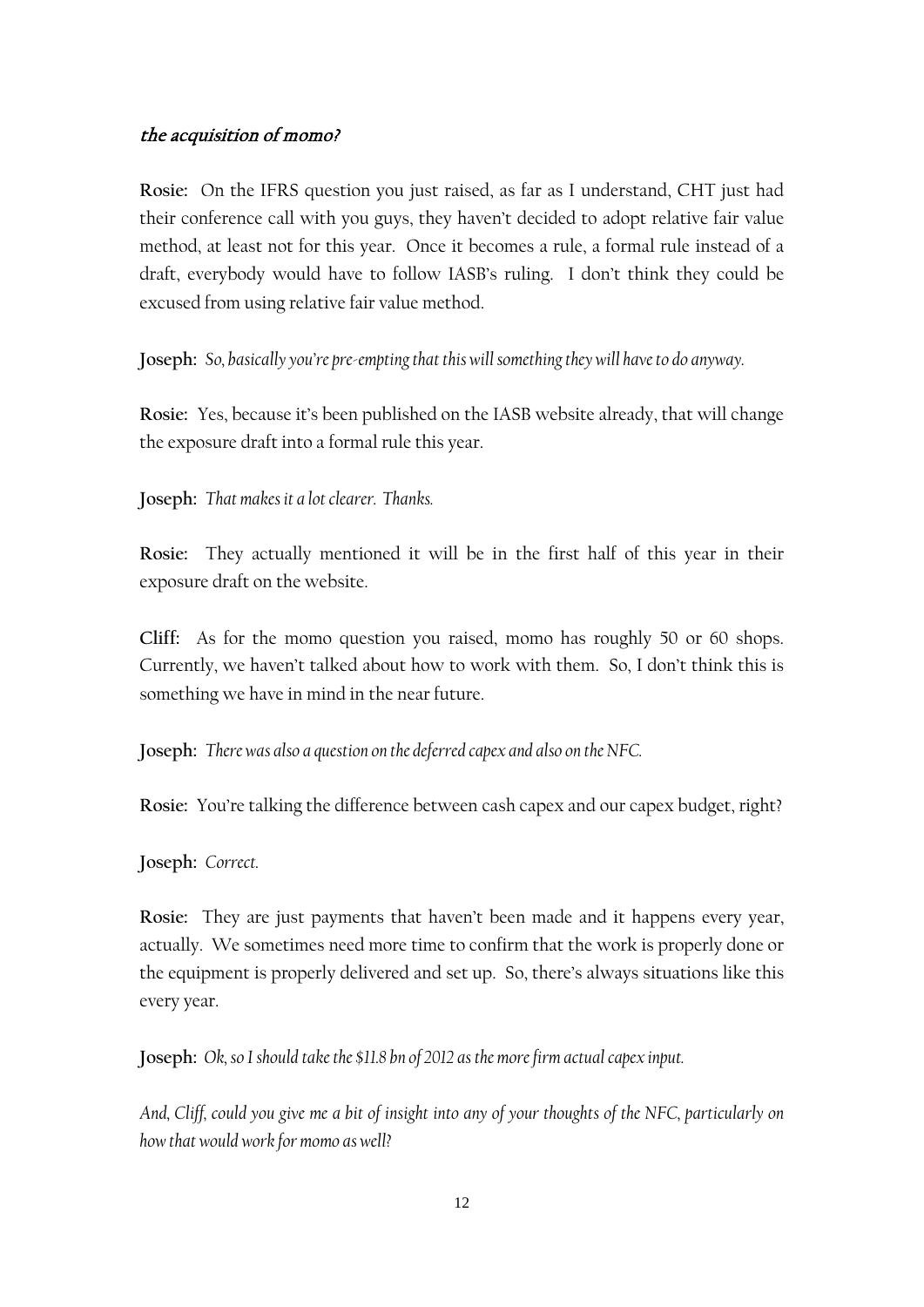*the acquisition of momo?*

**Rosie:** On the IFRS question you just raised, as far as I understand, CHT just had their conference call with you guys, they haven't decided to adopt relative fair value method, at least not for this year. Once it becomes a rule, a formal rule instead of a draft, everybody would have to follow IASB's ruling. I don't think they could be excused from using relative fair value method.

**Joseph:** *So, basically you're pre-empting that this will something they will have to do anyway.*

**Rosie:** Yes, because it's been published on the IASB website already, that will change the exposure draft into a formal rule this year.

**Joseph:** *That makes it a lot clearer. Thanks.*

**Rosie:** They actually mentioned it will be in the first half of this year in their exposure draft on the website.

**Cliff:** As for the momo question you raised, momo has roughly 50 or 60 shops. Currently, we haven't talked about how to work with them. So, I don't think this is something we have in mind in the near future.

**Joseph:** *There was also a question on the deferred capex and also on the NFC.*

**Rosie:** You're talking the difference between cash capex and our capex budget, right?

**Joseph:** *Correct.*

**Rosie:** They are just payments that haven't been made and it happens every year, actually. We sometimes need more time to confirm that the work is properly done or the equipment is properly delivered and set up. So, there's always situations like this every year.

**Joseph:** *Ok, so I should take the $11.8 bn of 2012 as the more firm actual capex input.*

*And, Cliff, could you give me a bit of insight into any of your thoughts of the NFC, particularly on how that would work for momo as well?*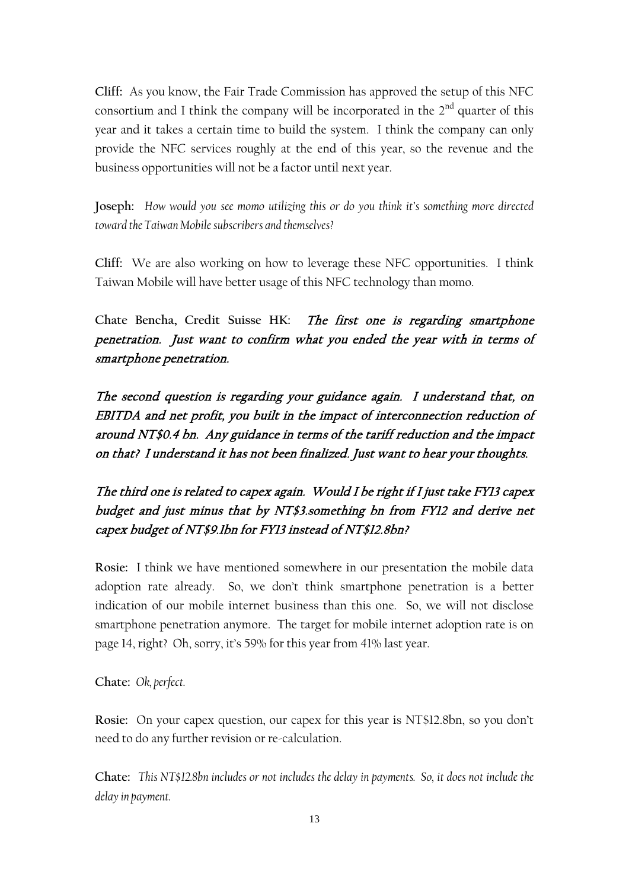**Cliff:** As you know, the Fair Trade Commission has approved the setup of this NFC consortium and I think the company will be incorporated in the 2nd quarter of this year and it takes a certain time to build the system. I think the company can only provide the NFC services roughly at the end of this year, so the revenue and the business opportunities will not be a factor until next year.

**Joseph:** *How would you see momo utilizing this or do you think it's something more directed toward the Taiwan Mobile subscribers and themselves?*

**Cliff:** We are also working on how to leverage these NFC opportunities. I think Taiwan Mobile will have better usage of this NFC technology than momo.

**Chate Bencha, Credit Suisse HK:** ***The first one is regarding smartphone penetration. Just want to confirm what you ended the year with in terms of smartphone penetration.***

***The second question is regarding your guidance again. I understand that, on EBITDA and net profit, you built in the impact of interconnection reduction of around NT$0.4 bn. Any guidance in terms of the tariff reduction and the impact on that? I understand it has not been finalized. Just want to hear your thoughts.***

***The third one is related to capex again. Would I be right if I just take FY13 capex budget and just minus that by NT$3.something bn from FY12 and derive net capex budget of NT$9.1bn for FY13 instead of NT$12.8bn?***

**Rosie:** I think we have mentioned somewhere in our presentation the mobile data adoption rate already. So, we don't think smartphone penetration is a better indication of our mobile internet business than this one. So, we will not disclose smartphone penetration anymore. The target for mobile internet adoption rate is on page 14, right? Oh, sorry, it's 59% for this year from 41% last year.

**Chate:** *Ok, perfect.*

**Rosie:** On your capex question, our capex for this year is NT$12.8bn, so you don't need to do any further revision or re-calculation.

**Chate:** *This NT$12.8bn includes or not includes the delay in payments. So, it does not include the delay in payment.*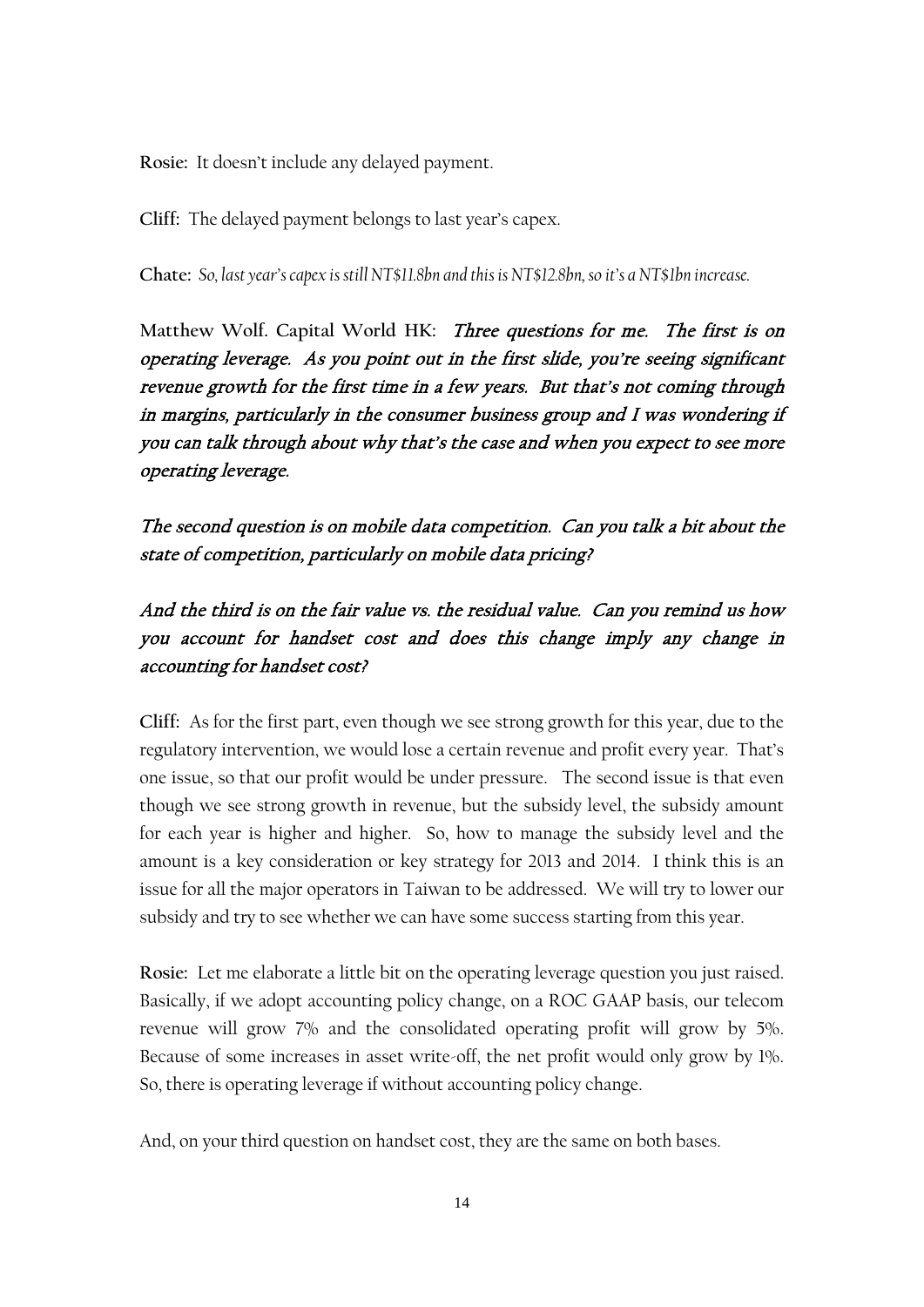**Rosie:** It doesn't include any delayed payment.

**Cliff:** The delayed payment belongs to last year's capex.

**Chate:** *So, last year's capex is still NT$11.8bn and this is NT$12.8bn, so it's a NT$1bn increase.*

**Matthew Wolf. Capital World HK:** *Three questions for me. The first is on operating leverage. As you point out in the first slide, you're seeing significant revenue growth for the first time in a few years. But that's not coming through in margins, particularly in the consumer business group and I was wondering if you can talk through about why that's the case and when you expect to see more operating leverage.*

*The second question is on mobile data competition. Can you talk a bit about the state of competition, particularly on mobile data pricing?*

*And the third is on the fair value vs. the residual value. Can you remind us how you account for handset cost and does this change imply any change in accounting for handset cost?*

**Cliff:** As for the first part, even though we see strong growth for this year, due to the regulatory intervention, we would lose a certain revenue and profit every year. That's one issue, so that our profit would be under pressure. The second issue is that even though we see strong growth in revenue, but the subsidy level, the subsidy amount for each year is higher and higher. So, how to manage the subsidy level and the amount is a key consideration or key strategy for 2013 and 2014. I think this is an issue for all the major operators in Taiwan to be addressed. We will try to lower our subsidy and try to see whether we can have some success starting from this year.

**Rosie:** Let me elaborate a little bit on the operating leverage question you just raised. Basically, if we adopt accounting policy change, on a ROC GAAP basis, our telecom revenue will grow 7% and the consolidated operating profit will grow by 5%. Because of some increases in asset write-off, the net profit would only grow by 1%. So, there is operating leverage if without accounting policy change.

And, on your third question on handset cost, they are the same on both bases.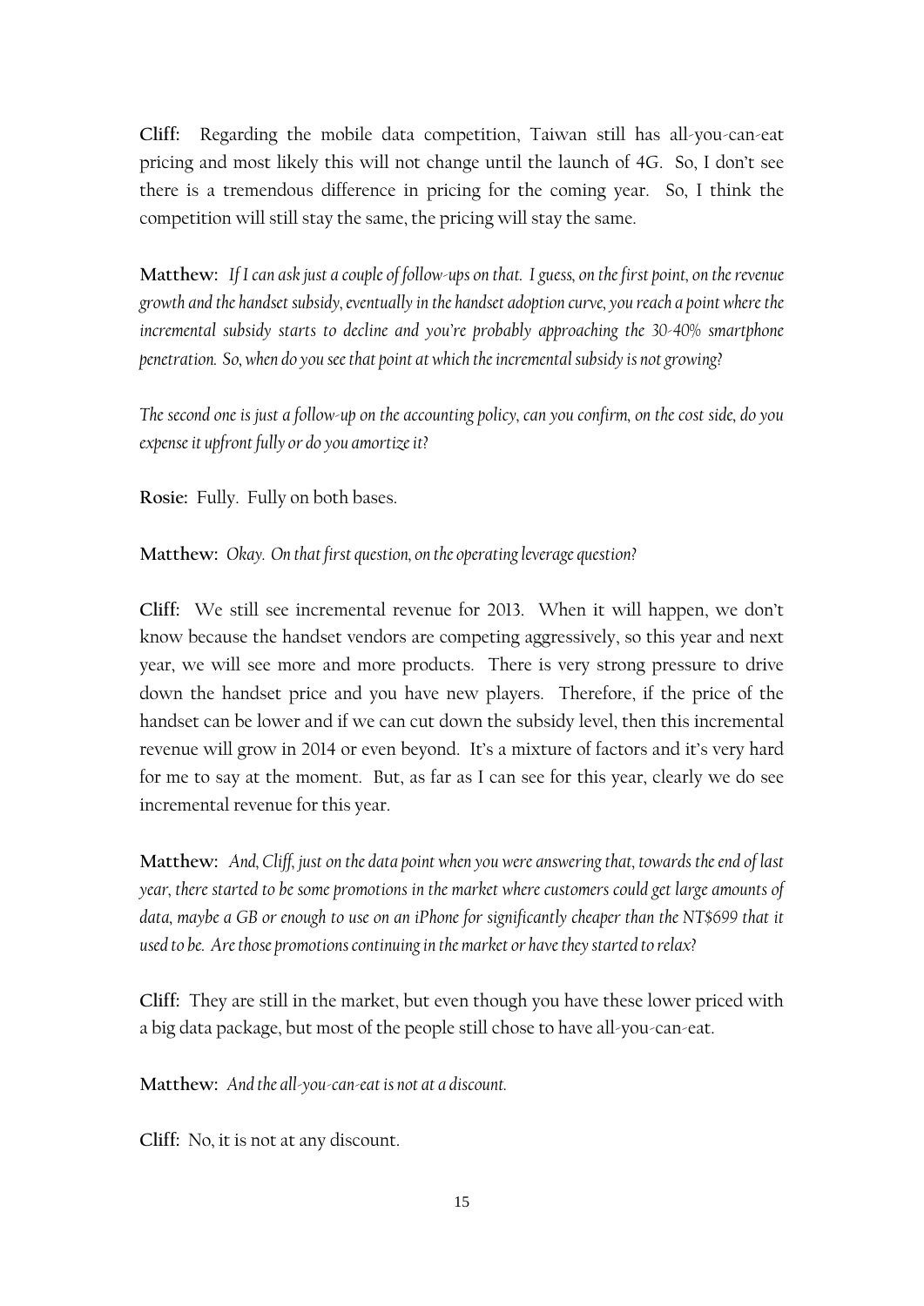**Cliff:** Regarding the mobile data competition, Taiwan still has all-you-can-eat pricing and most likely this will not change until the launch of 4G. So, I don't see there is a tremendous difference in pricing for the coming year. So, I think the competition will still stay the same, the pricing will stay the same.

**Matthew:** *If I can ask just a couple of follow-ups on that. I guess, on the first point, on the revenue growth and the handset subsidy, eventually in the handset adoption curve, you reach a point where the incremental subsidy starts to decline and you're probably approaching the 30-40% smartphone penetration. So, when do you see that point at which the incremental subsidy is not growing?*

*The second one is just a follow-up on the accounting policy, can you confirm, on the cost side, do you expense it upfront fully or do you amortize it?*

**Rosie:** Fully. Fully on both bases.

**Matthew:** *Okay. On that first question, on the operating leverage question?*

**Cliff:** We still see incremental revenue for 2013. When it will happen, we don't know because the handset vendors are competing aggressively, so this year and next year, we will see more and more products. There is very strong pressure to drive down the handset price and you have new players. Therefore, if the price of the handset can be lower and if we can cut down the subsidy level, then this incremental revenue will grow in 2014 or even beyond. It's a mixture of factors and it's very hard for me to say at the moment. But, as far as I can see for this year, clearly we do see incremental revenue for this year.

**Matthew:** *And, Cliff, just on the data point when you were answering that, towards the end of last year, there started to be some promotions in the market where customers could get large amounts of data, maybe a GB or enough to use on an iPhone for significantly cheaper than the NT$699 that it used to be. Are those promotions continuing in the market or have they started to relax?*

**Cliff:** They are still in the market, but even though you have these lower priced with a big data package, but most of the people still chose to have all-you-can-eat.

**Matthew:** *And the all-you-can-eat is not at a discount.*

**Cliff:** No, it is not at any discount.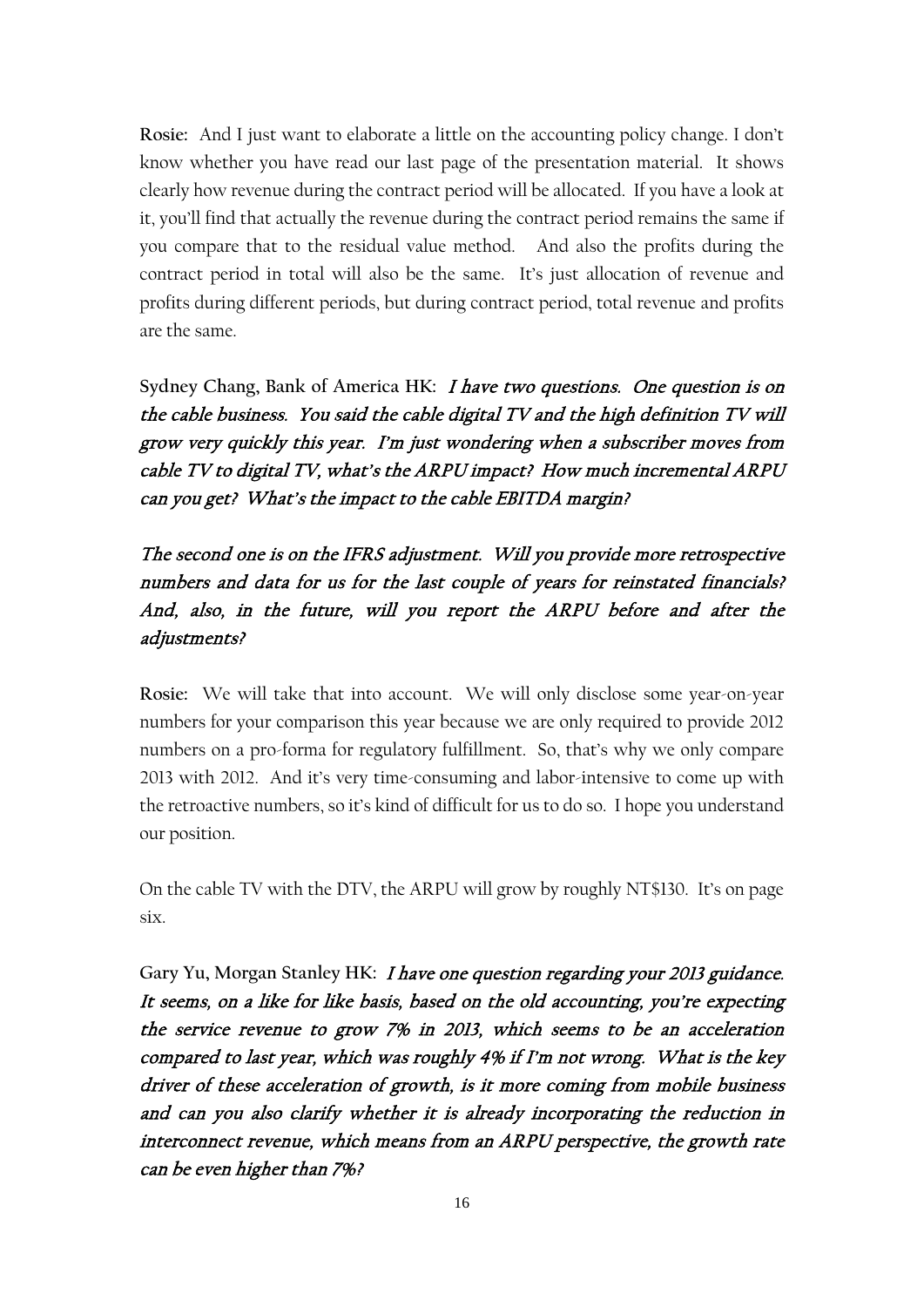**Rosie:** And I just want to elaborate a little on the accounting policy change. I don't know whether you have read our last page of the presentation material. It shows clearly how revenue during the contract period will be allocated. If you have a look at it, you'll find that actually the revenue during the contract period remains the same if you compare that to the residual value method. And also the profits during the contract period in total will also be the same. It's just allocation of revenue and profits during different periods, but during contract period, total revenue and profits are the same.

**Sydney Chang, Bank of America HK:** *I have two questions. One question is on the cable business. You said the cable digital TV and the high definition TV will grow very quickly this year. I'm just wondering when a subscriber moves from cable TV to digital TV, what's the ARPU impact? How much incremental ARPU can you get? What's the impact to the cable EBITDA margin?*

*The second one is on the IFRS adjustment. Will you provide more retrospective numbers and data for us for the last couple of years for reinstated financials? And, also, in the future, will you report the ARPU before and after the adjustments?*

**Rosie:** We will take that into account. We will only disclose some year-on-year numbers for your comparison this year because we are only required to provide 2012 numbers on a pro-forma for regulatory fulfillment. So, that's why we only compare 2013 with 2012. And it's very time-consuming and labor-intensive to come up with the retroactive numbers, so it's kind of difficult for us to do so. I hope you understand our position.

On the cable TV with the DTV, the ARPU will grow by roughly NT$130. It's on page six.

**Gary Yu, Morgan Stanley HK:** *I have one question regarding your 2013 guidance. It seems, on a like for like basis, based on the old accounting, you're expecting the service revenue to grow 7% in 2013, which seems to be an acceleration compared to last year, which was roughly 4% if I'm not wrong. What is the key driver of these acceleration of growth, is it more coming from mobile business and can you also clarify whether it is already incorporating the reduction in interconnect revenue, which means from an ARPU perspective, the growth rate can be even higher than 7%?*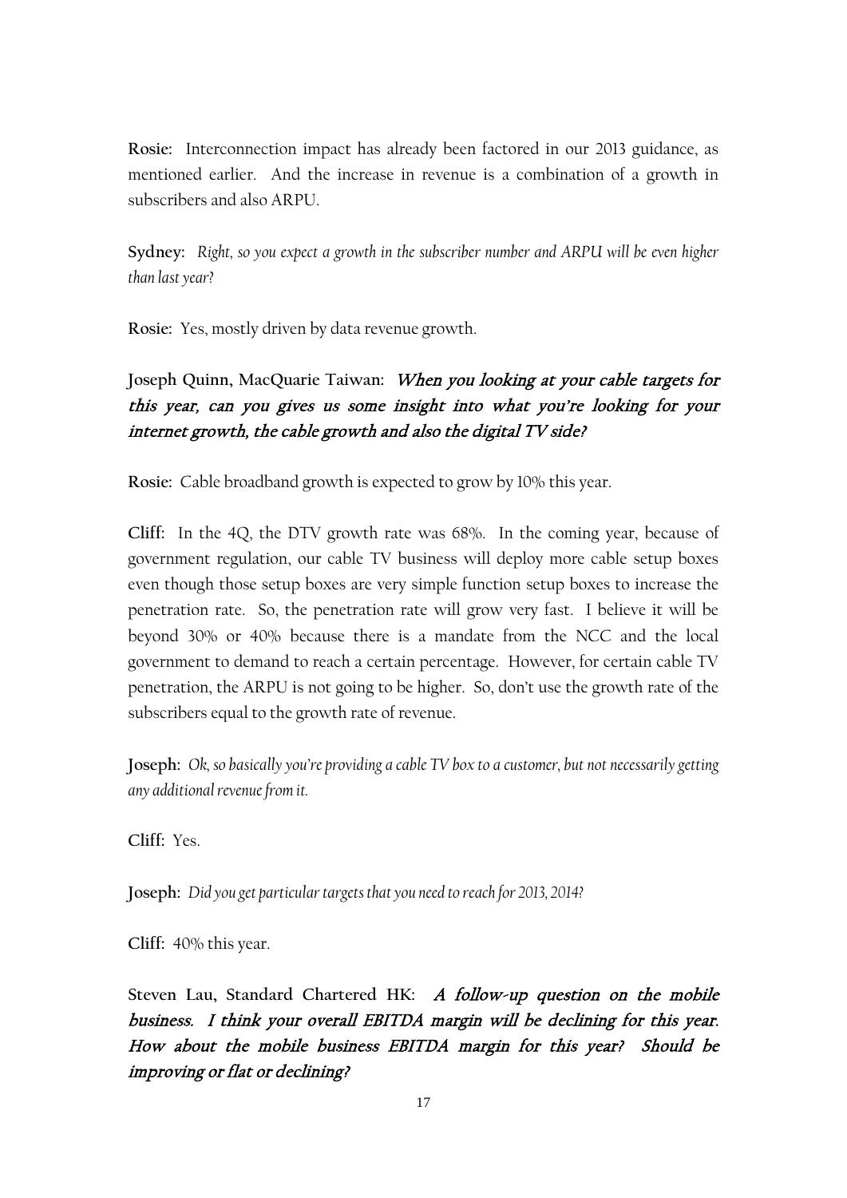**Rosie:** Interconnection impact has already been factored in our 2013 guidance, as mentioned earlier. And the increase in revenue is a combination of a growth in subscribers and also ARPU.

**Sydney:** *Right, so you expect a growth in the subscriber number and ARPU will be even higher than last year?*

**Rosie:** Yes, mostly driven by data revenue growth.

**Joseph Quinn, MacQuarie Taiwan:** ***When you looking at your cable targets for this year, can you gives us some insight into what you're looking for your internet growth, the cable growth and also the digital TV side?***

**Rosie:** Cable broadband growth is expected to grow by 10% this year.

**Cliff:** In the 4Q, the DTV growth rate was 68%. In the coming year, because of government regulation, our cable TV business will deploy more cable setup boxes even though those setup boxes are very simple function setup boxes to increase the penetration rate. So, the penetration rate will grow very fast. I believe it will be beyond 30% or 40% because there is a mandate from the NCC and the local government to demand to reach a certain percentage. However, for certain cable TV penetration, the ARPU is not going to be higher. So, don't use the growth rate of the subscribers equal to the growth rate of revenue.

**Joseph:** *Ok, so basically you're providing a cable TV box to a customer, but not necessarily getting any additional revenue from it.*

**Cliff:** Yes.

**Joseph:** *Did you get particular targets that you need to reach for 2013, 2014?*

**Cliff:** 40% this year.

**Steven Lau, Standard Chartered HK:** ***A follow-up question on the mobile business. I think your overall EBITDA margin will be declining for this year. How about the mobile business EBITDA margin for this year? Should be improving or flat or declining?***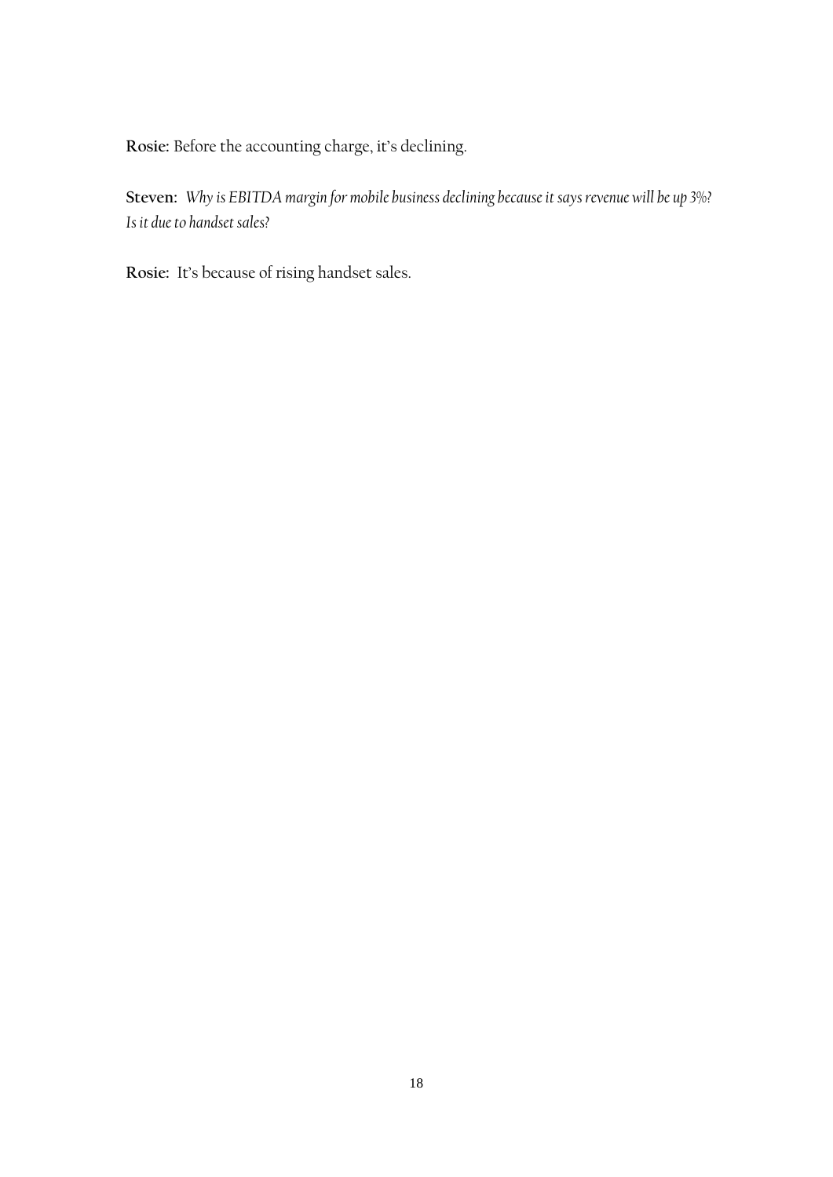**Rosie:** Before the accounting charge, it's declining.

**Steven:** *Why is EBITDA margin for mobile business declining because it says revenue will be up 3%? Is it due to handset sales?*

**Rosie:** It's because of rising handset sales.